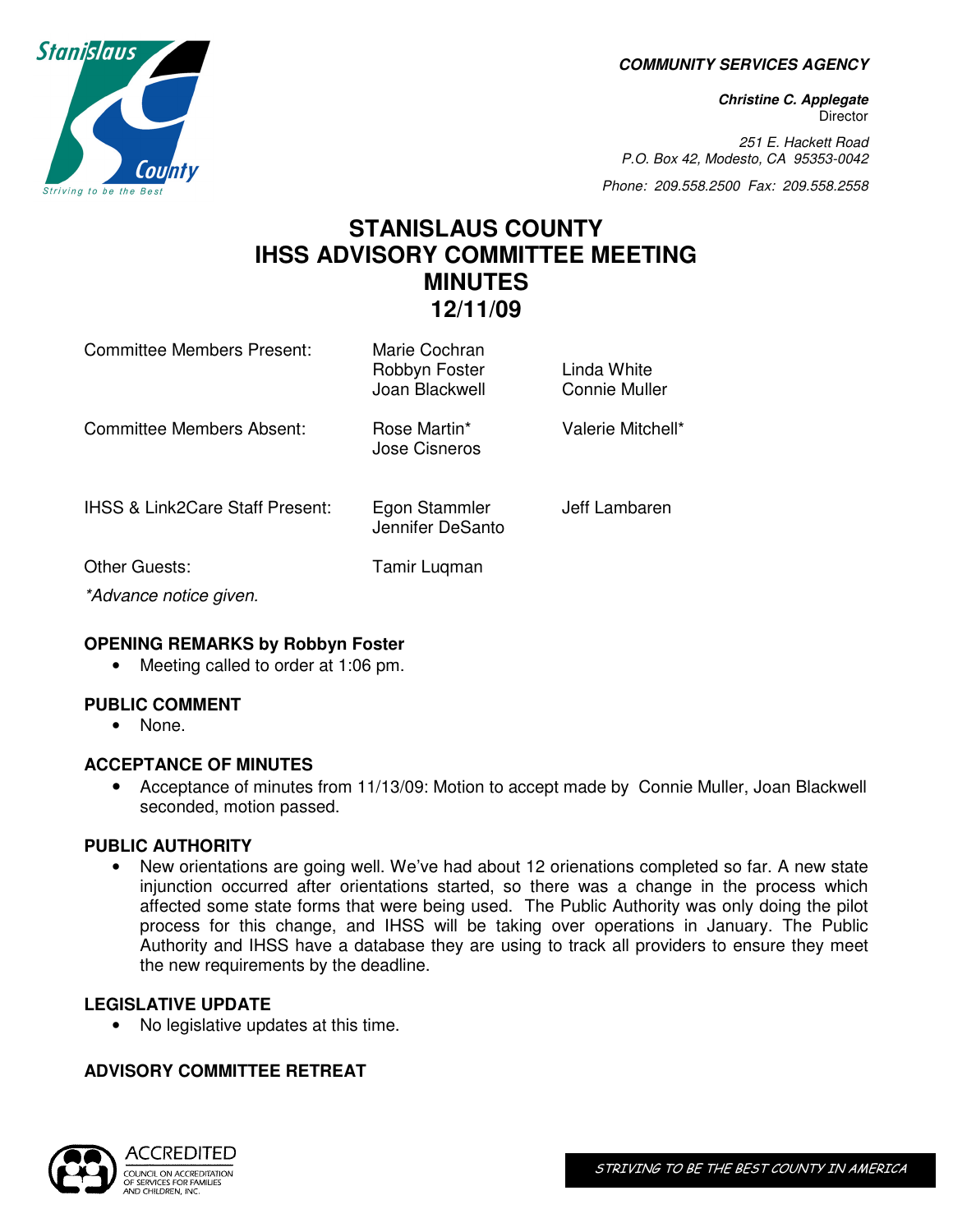**COMMUNITY SERVICES AGENCY**

***Christine C. Applegate***
Director

*251 E. Hackett Road*
*P.O. Box 42, Modesto, CA 95353-0042*

*Phone: 209.558.2500 Fax: 209.558.2558*

# STANISLAUS COUNTY
# IHSS ADVISORY COMMITTEE MEETING
# MINUTES
# 12/11/09

| | | |
|---|---|---|
| Committee Members Present: | Marie Cochran<br>Robbyn Foster<br>Joan Blackwell | Linda White<br>Connie Muller |
| Committee Members Absent: | Rose Martin*<br>Jose Cisneros | Valerie Mitchell* |
| IHSS & Link2Care Staff Present: | Egon Stammler<br>Jennifer DeSanto | Jeff Lambaren |
| Other Guests: | Tamir Luqman | |

*\*Advance notice given.*

**OPENING REMARKS by Robbyn Foster**

- Meeting called to order at 1:06 pm.

**PUBLIC COMMENT**

- None.

**ACCEPTANCE OF MINUTES**

- Acceptance of minutes from 11/13/09: Motion to accept made by Connie Muller, Joan Blackwell seconded, motion passed.

**PUBLIC AUTHORITY**

- New orientations are going well. We've had about 12 orienations completed so far. A new state injunction occurred after orientations started, so there was a change in the process which affected some state forms that were being used. The Public Authority was only doing the pilot process for this change, and IHSS will be taking over operations in January. The Public Authority and IHSS have a database they are using to track all providers to ensure they meet the new requirements by the deadline.

**LEGISLATIVE UPDATE**

- No legislative updates at this time.

**ADVISORY COMMITTEE RETREAT**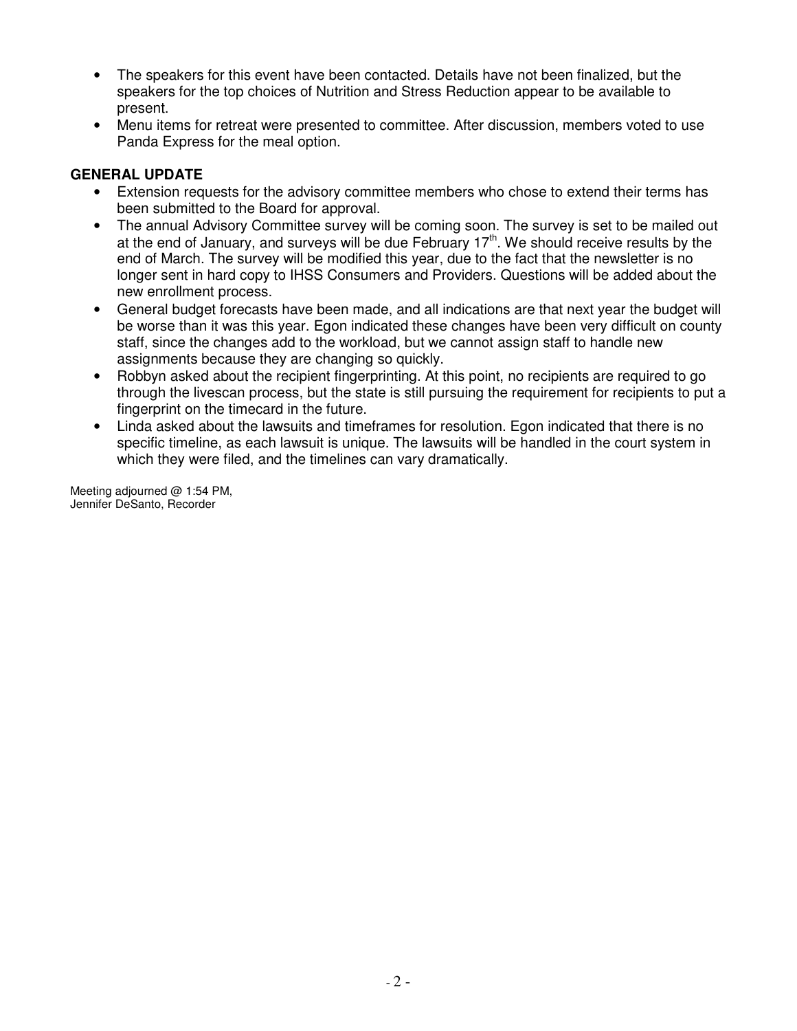- The speakers for this event have been contacted. Details have not been finalized, but the speakers for the top choices of Nutrition and Stress Reduction appear to be available to present.
- Menu items for retreat were presented to committee. After discussion, members voted to use Panda Express for the meal option.

**GENERAL UPDATE**

- Extension requests for the advisory committee members who chose to extend their terms has been submitted to the Board for approval.
- The annual Advisory Committee survey will be coming soon. The survey is set to be mailed out at the end of January, and surveys will be due February 17th. We should receive results by the end of March. The survey will be modified this year, due to the fact that the newsletter is no longer sent in hard copy to IHSS Consumers and Providers. Questions will be added about the new enrollment process.
- General budget forecasts have been made, and all indications are that next year the budget will be worse than it was this year. Egon indicated these changes have been very difficult on county staff, since the changes add to the workload, but we cannot assign staff to handle new assignments because they are changing so quickly.
- Robbyn asked about the recipient fingerprinting. At this point, no recipients are required to go through the livescan process, but the state is still pursuing the requirement for recipients to put a fingerprint on the timecard in the future.
- Linda asked about the lawsuits and timeframes for resolution. Egon indicated that there is no specific timeline, as each lawsuit is unique. The lawsuits will be handled in the court system in which they were filed, and the timelines can vary dramatically.

Meeting adjourned @ 1:54 PM,
Jennifer DeSanto, Recorder